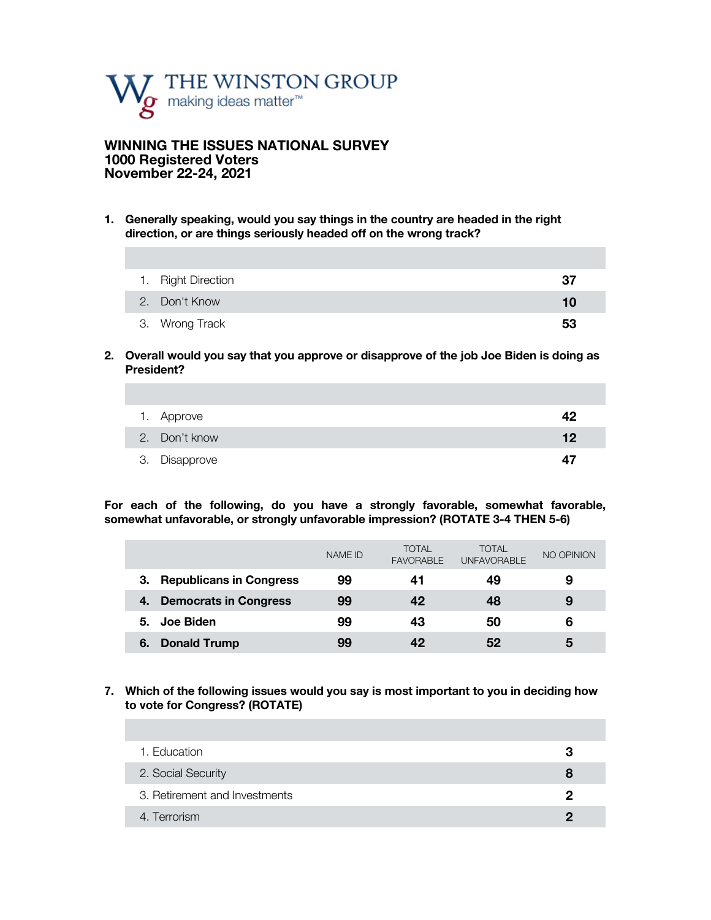THE WINSTON GROUP
making ideas matter™

# WINNING THE ISSUES NATIONAL SURVEY
## 1000 Registered Voters
## November 22-24, 2021

**1. Generally speaking, would you say things in the country are headed in the right direction, or are things seriously headed off on the wrong track?**

| | |
|---|---|
| 1. Right Direction | **37** |
| 2. Don't Know | **10** |
| 3. Wrong Track | **53** |

**2. Overall would you say that you approve or disapprove of the job Joe Biden is doing as President?**

| | |
|---|---|
| 1. Approve | **42** |
| 2. Don't know | **12** |
| 3. Disapprove | **47** |

**For each of the following, do you have a strongly favorable, somewhat favorable, somewhat unfavorable, or strongly unfavorable impression? (ROTATE 3-4 THEN 5-6)**

| | NAME ID | TOTAL FAVORABLE | TOTAL UNFAVORABLE | NO OPINION |
|---|---|---|---|---|
| **3. Republicans in Congress** | **99** | **41** | **49** | **9** |
| **4. Democrats in Congress** | **99** | **42** | **48** | **9** |
| **5. Joe Biden** | **99** | **43** | **50** | **6** |
| **6. Donald Trump** | **99** | **42** | **52** | **5** |

**7. Which of the following issues would you say is most important to you in deciding how to vote for Congress? (ROTATE)**

| | |
|---|---|
| 1. Education | **3** |
| 2. Social Security | **8** |
| 3. Retirement and Investments | **2** |
| 4. Terrorism | **2** |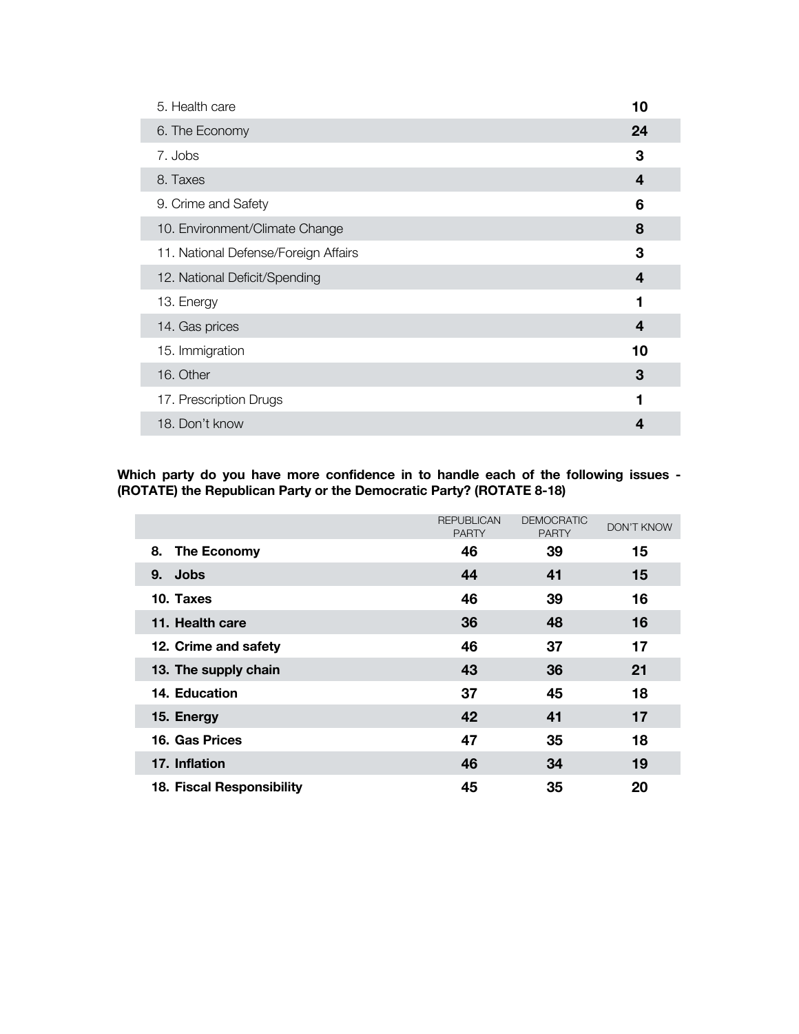| | |
|---|---|
| 5. Health care | **10** |
| 6. The Economy | **24** |
| 7. Jobs | **3** |
| 8. Taxes | **4** |
| 9. Crime and Safety | **6** |
| 10. Environment/Climate Change | **8** |
| 11. National Defense/Foreign Affairs | **3** |
| 12. National Deficit/Spending | **4** |
| 13. Energy | **1** |
| 14. Gas prices | **4** |
| 15. Immigration | **10** |
| 16. Other | **3** |
| 17. Prescription Drugs | **1** |
| 18. Don't know | **4** |

**Which party do you have more confidence in to handle each of the following issues - (ROTATE) the Republican Party or the Democratic Party? (ROTATE 8-18)**

| | REPUBLICAN PARTY | DEMOCRATIC PARTY | DON'T KNOW |
|---|---|---|---|
| **8. The Economy** | **46** | **39** | **15** |
| **9. Jobs** | **44** | **41** | **15** |
| **10. Taxes** | **46** | **39** | **16** |
| **11. Health care** | **36** | **48** | **16** |
| **12. Crime and safety** | **46** | **37** | **17** |
| **13. The supply chain** | **43** | **36** | **21** |
| **14. Education** | **37** | **45** | **18** |
| **15. Energy** | **42** | **41** | **17** |
| **16. Gas Prices** | **47** | **35** | **18** |
| **17. Inflation** | **46** | **34** | **19** |
| **18. Fiscal Responsibility** | **45** | **35** | **20** |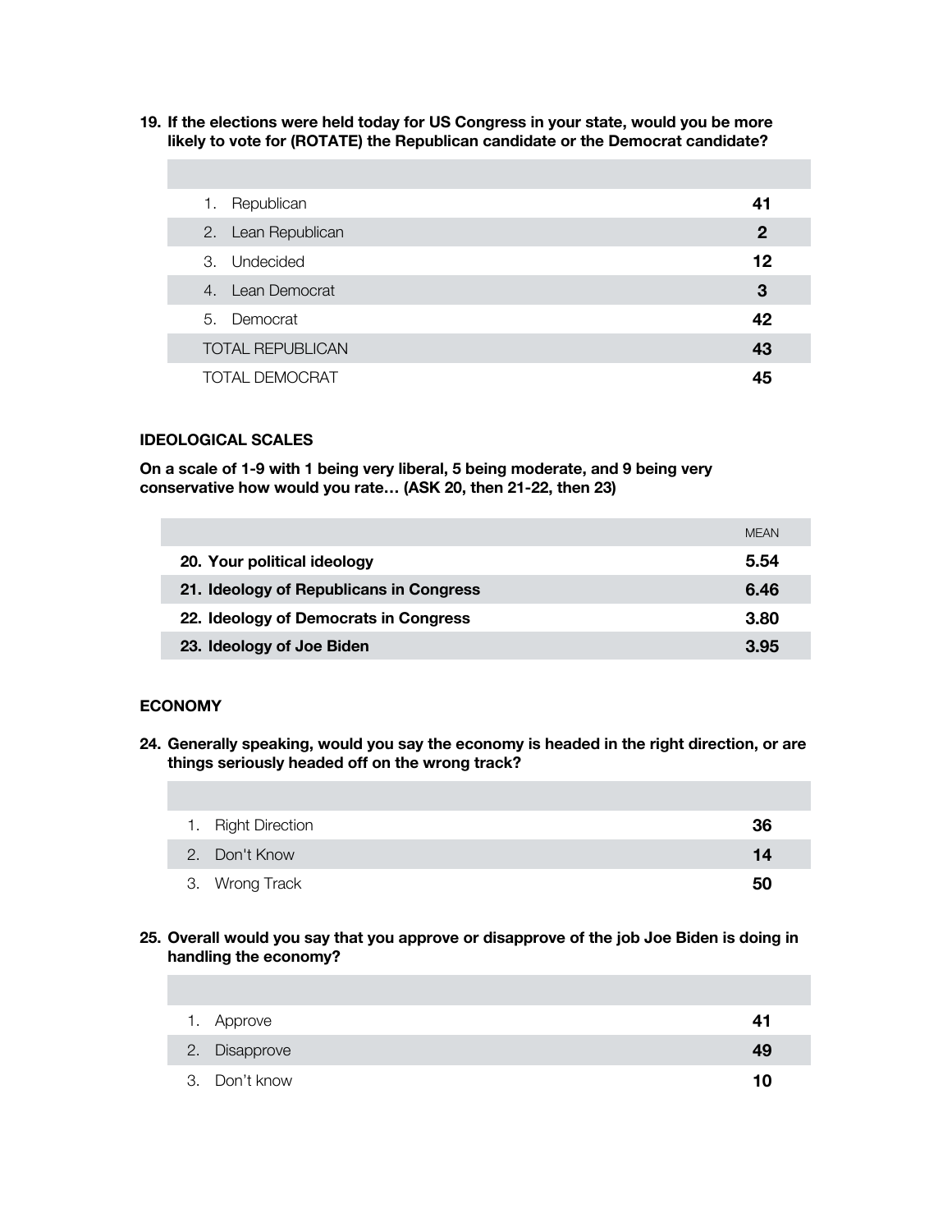**19. If the elections were held today for US Congress in your state, would you be more likely to vote for (ROTATE) the Republican candidate or the Democrat candidate?**

| | |
|---|---|
| 1. Republican | **41** |
| 2. Lean Republican | **2** |
| 3. Undecided | **12** |
| 4. Lean Democrat | **3** |
| 5. Democrat | **42** |
| TOTAL REPUBLICAN | **43** |
| TOTAL DEMOCRAT | **45** |

## IDEOLOGICAL SCALES

**On a scale of 1-9 with 1 being very liberal, 5 being moderate, and 9 being very conservative how would you rate… (ASK 20, then 21-22, then 23)**

| | MEAN |
|---|---|
| **20. Your political ideology** | **5.54** |
| **21. Ideology of Republicans in Congress** | **6.46** |
| **22. Ideology of Democrats in Congress** | **3.80** |
| **23. Ideology of Joe Biden** | **3.95** |

## ECONOMY

**24. Generally speaking, would you say the economy is headed in the right direction, or are things seriously headed off on the wrong track?**

| | |
|---|---|
| 1. Right Direction | **36** |
| 2. Don't Know | **14** |
| 3. Wrong Track | **50** |

**25. Overall would you say that you approve or disapprove of the job Joe Biden is doing in handling the economy?**

| | |
|---|---|
| 1. Approve | **41** |
| 2. Disapprove | **49** |
| 3. Don't know | **10** |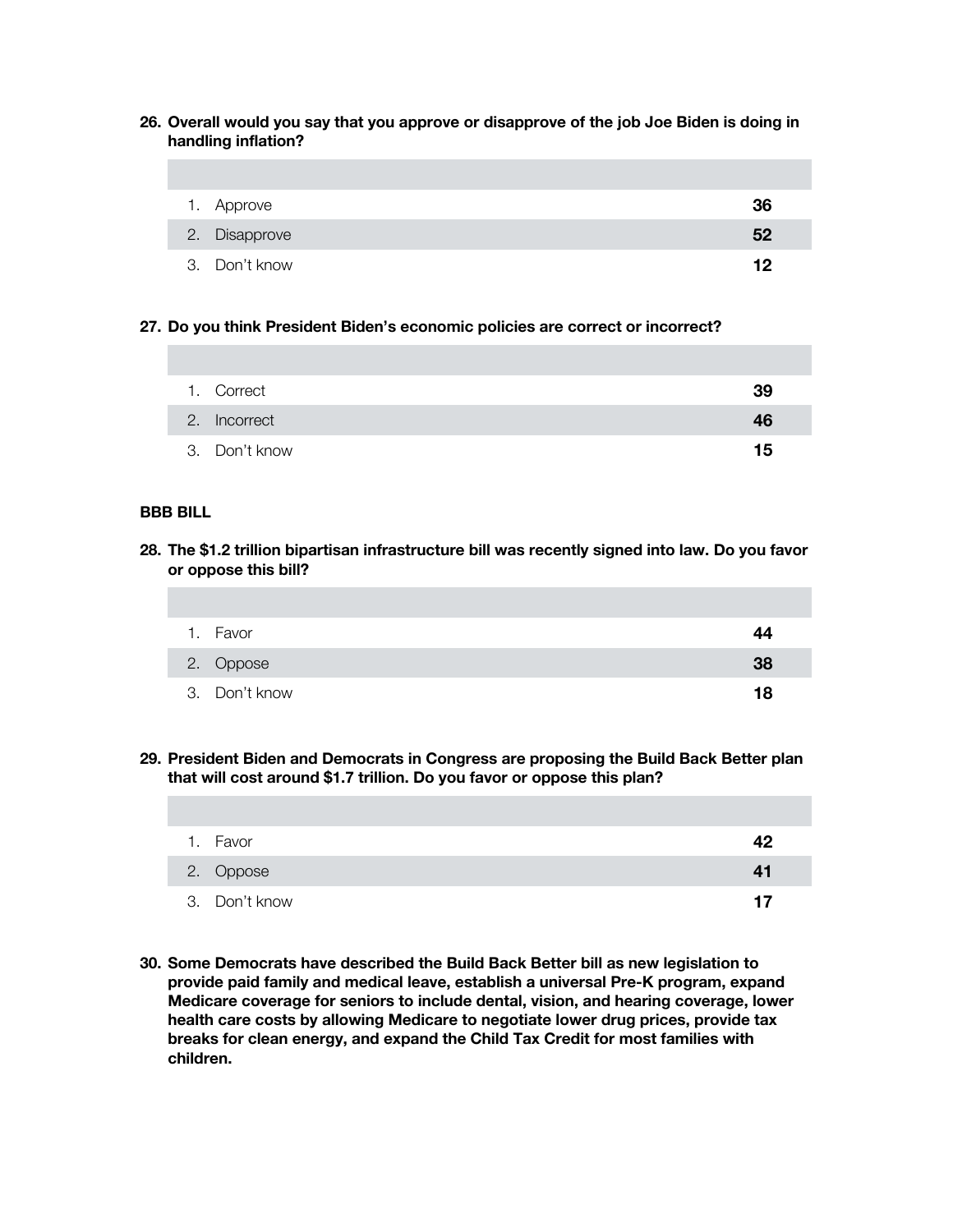**26. Overall would you say that you approve or disapprove of the job Joe Biden is doing in handling inflation?**

| | |
|---|---|
| 1. Approve | **36** |
| 2. Disapprove | **52** |
| 3. Don't know | **12** |

**27. Do you think President Biden's economic policies are correct or incorrect?**

| | |
|---|---|
| 1. Correct | **39** |
| 2. Incorrect | **46** |
| 3. Don't know | **15** |

**BBB BILL**

**28. The $1.2 trillion bipartisan infrastructure bill was recently signed into law. Do you favor or oppose this bill?**

| | |
|---|---|
| 1. Favor | **44** |
| 2. Oppose | **38** |
| 3. Don't know | **18** |

**29. President Biden and Democrats in Congress are proposing the Build Back Better plan that will cost around $1.7 trillion. Do you favor or oppose this plan?**

| | |
|---|---|
| 1. Favor | **42** |
| 2. Oppose | **41** |
| 3. Don't know | **17** |

**30. Some Democrats have described the Build Back Better bill as new legislation to provide paid family and medical leave, establish a universal Pre-K program, expand Medicare coverage for seniors to include dental, vision, and hearing coverage, lower health care costs by allowing Medicare to negotiate lower drug prices, provide tax breaks for clean energy, and expand the Child Tax Credit for most families with children.**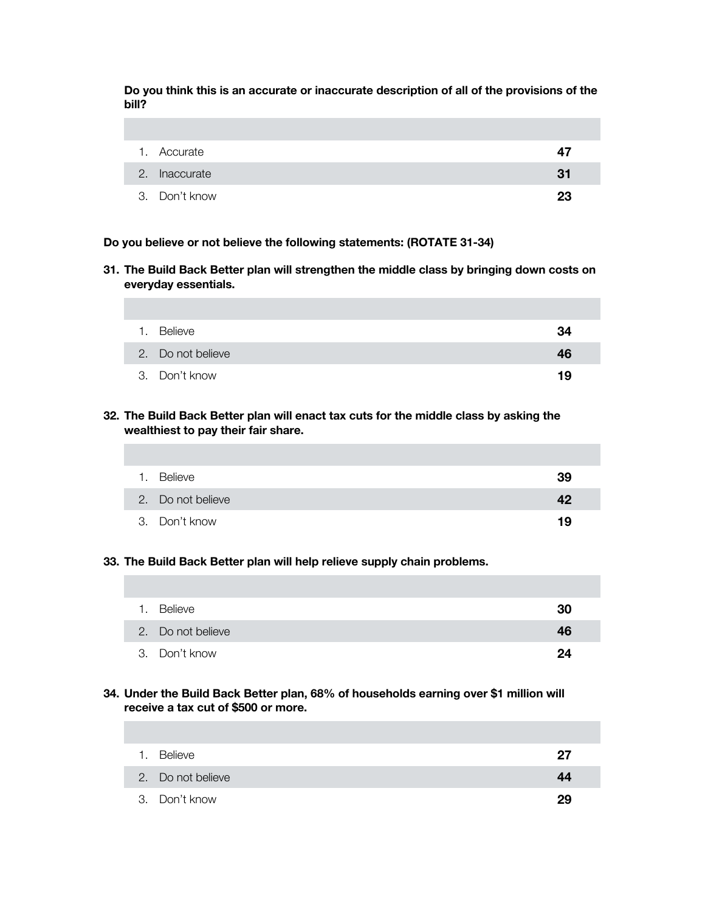**Do you think this is an accurate or inaccurate description of all of the provisions of the bill?**

| | |
|---|---|
| 1. Accurate | **47** |
| 2. Inaccurate | **31** |
| 3. Don't know | **23** |

**Do you believe or not believe the following statements: (ROTATE 31-34)**

**31. The Build Back Better plan will strengthen the middle class by bringing down costs on everyday essentials.**

| | |
|---|---|
| 1. Believe | **34** |
| 2. Do not believe | **46** |
| 3. Don't know | **19** |

**32. The Build Back Better plan will enact tax cuts for the middle class by asking the wealthiest to pay their fair share.**

| | |
|---|---|
| 1. Believe | **39** |
| 2. Do not believe | **42** |
| 3. Don't know | **19** |

**33. The Build Back Better plan will help relieve supply chain problems.**

| | |
|---|---|
| 1. Believe | **30** |
| 2. Do not believe | **46** |
| 3. Don't know | **24** |

**34. Under the Build Back Better plan, 68% of households earning over $1 million will receive a tax cut of $500 or more.**

| | |
|---|---|
| 1. Believe | **27** |
| 2. Do not believe | **44** |
| 3. Don't know | **29** |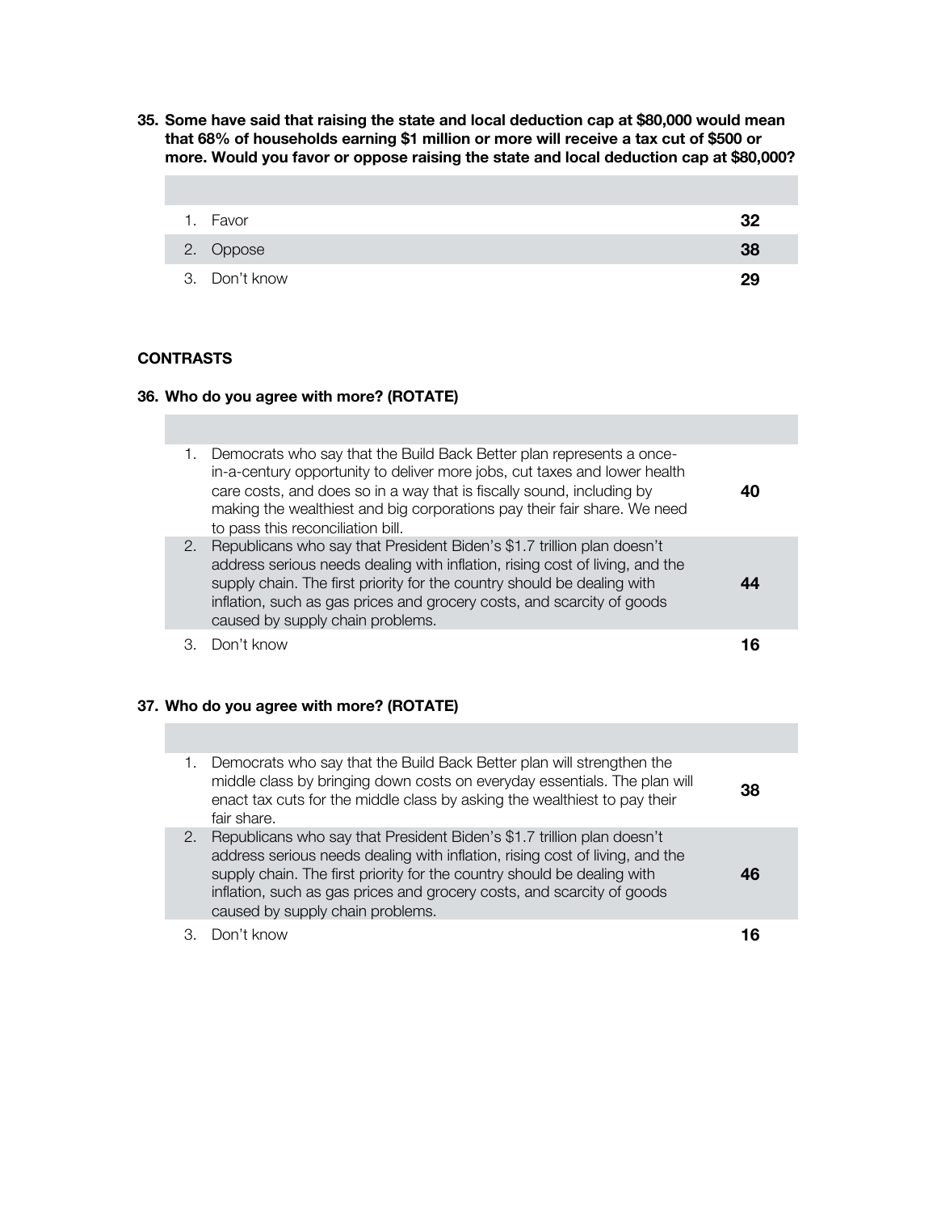**35. Some have said that raising the state and local deduction cap at $80,000 would mean that 68% of households earning $1 million or more will receive a tax cut of $500 or more. Would you favor or oppose raising the state and local deduction cap at $80,000?**

| | |
|---|---|
| 1. Favor | **32** |
| 2. Oppose | **38** |
| 3. Don't know | **29** |

**CONTRASTS**

**36. Who do you agree with more? (ROTATE)**

| | |
|---|---|
| 1. Democrats who say that the Build Back Better plan represents a once-in-a-century opportunity to deliver more jobs, cut taxes and lower health care costs, and does so in a way that is fiscally sound, including by making the wealthiest and big corporations pay their fair share. We need to pass this reconciliation bill. | **40** |
| 2. Republicans who say that President Biden's $1.7 trillion plan doesn't address serious needs dealing with inflation, rising cost of living, and the supply chain. The first priority for the country should be dealing with inflation, such as gas prices and grocery costs, and scarcity of goods caused by supply chain problems. | **44** |
| 3. Don't know | **16** |

**37. Who do you agree with more? (ROTATE)**

| | |
|---|---|
| 1. Democrats who say that the Build Back Better plan will strengthen the middle class by bringing down costs on everyday essentials. The plan will enact tax cuts for the middle class by asking the wealthiest to pay their fair share. | **38** |
| 2. Republicans who say that President Biden's $1.7 trillion plan doesn't address serious needs dealing with inflation, rising cost of living, and the supply chain. The first priority for the country should be dealing with inflation, such as gas prices and grocery costs, and scarcity of goods caused by supply chain problems. | **46** |
| 3. Don't know | **16** |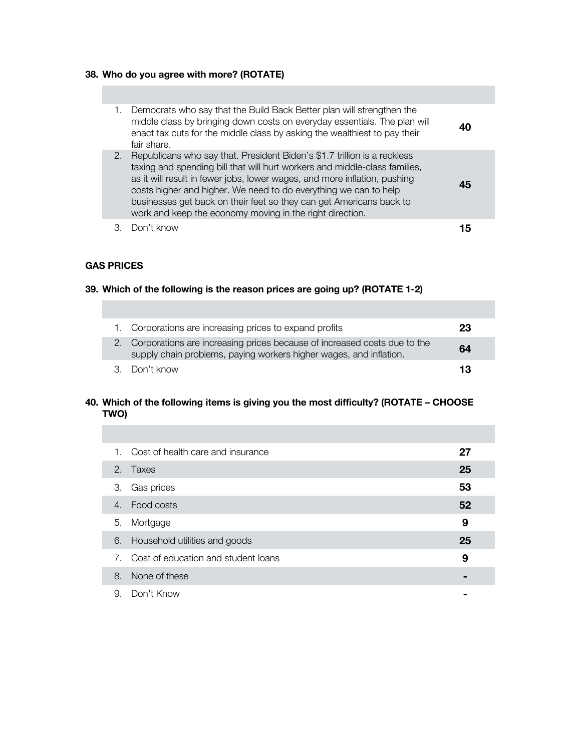**38. Who do you agree with more? (ROTATE)**

| | | |
|---|---|---|
| 1. | Democrats who say that the Build Back Better plan will strengthen the middle class by bringing down costs on everyday essentials. The plan will enact tax cuts for the middle class by asking the wealthiest to pay their fair share. | **40** |
| 2. | Republicans who say that. President Biden's $1.7 trillion is a reckless taxing and spending bill that will hurt workers and middle-class families, as it will result in fewer jobs, lower wages, and more inflation, pushing costs higher and higher. We need to do everything we can to help businesses get back on their feet so they can get Americans back to work and keep the economy moving in the right direction. | **45** |
| 3. | Don't know | **15** |

**GAS PRICES**

**39. Which of the following is the reason prices are going up? (ROTATE 1-2)**

| | | |
|---|---|---|
| 1. | Corporations are increasing prices to expand profits | **23** |
| 2. | Corporations are increasing prices because of increased costs due to the supply chain problems, paying workers higher wages, and inflation. | **64** |
| 3. | Don't know | **13** |

**40. Which of the following items is giving you the most difficulty? (ROTATE – CHOOSE TWO)**

| | | |
|---|---|---|
| 1. | Cost of health care and insurance | **27** |
| 2. | Taxes | **25** |
| 3. | Gas prices | **53** |
| 4. | Food costs | **52** |
| 5. | Mortgage | **9** |
| 6. | Household utilities and goods | **25** |
| 7. | Cost of education and student loans | **9** |
| 8. | None of these | **-** |
| 9. | Don't Know | **-** |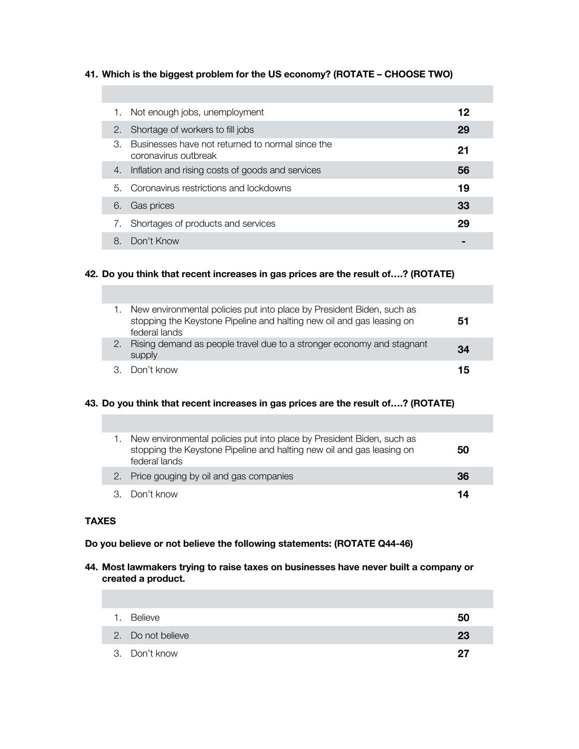**41. Which is the biggest problem for the US economy? (ROTATE – CHOOSE TWO)**

| | | |
|---|---|---|
| 1. | Not enough jobs, unemployment | **12** |
| 2. | Shortage of workers to fill jobs | **29** |
| 3. | Businesses have not returned to normal since the coronavirus outbreak | **21** |
| 4. | Inflation and rising costs of goods and services | **56** |
| 5. | Coronavirus restrictions and lockdowns | **19** |
| 6. | Gas prices | **33** |
| 7. | Shortages of products and services | **29** |
| 8. | Don't Know | **-** |

**42. Do you think that recent increases in gas prices are the result of….? (ROTATE)**

| | | |
|---|---|---|
| 1. | New environmental policies put into place by President Biden, such as stopping the Keystone Pipeline and halting new oil and gas leasing on federal lands | **51** |
| 2. | Rising demand as people travel due to a stronger economy and stagnant supply | **34** |
| 3. | Don't know | **15** |

**43. Do you think that recent increases in gas prices are the result of….? (ROTATE)**

| | | |
|---|---|---|
| 1. | New environmental policies put into place by President Biden, such as stopping the Keystone Pipeline and halting new oil and gas leasing on federal lands | **50** |
| 2. | Price gouging by oil and gas companies | **36** |
| 3. | Don't know | **14** |

**TAXES**

**Do you believe or not believe the following statements: (ROTATE Q44-46)**

**44. Most lawmakers trying to raise taxes on businesses have never built a company or created a product.**

| | | |
|---|---|---|
| 1. | Believe | **50** |
| 2. | Do not believe | **23** |
| 3. | Don't know | **27** |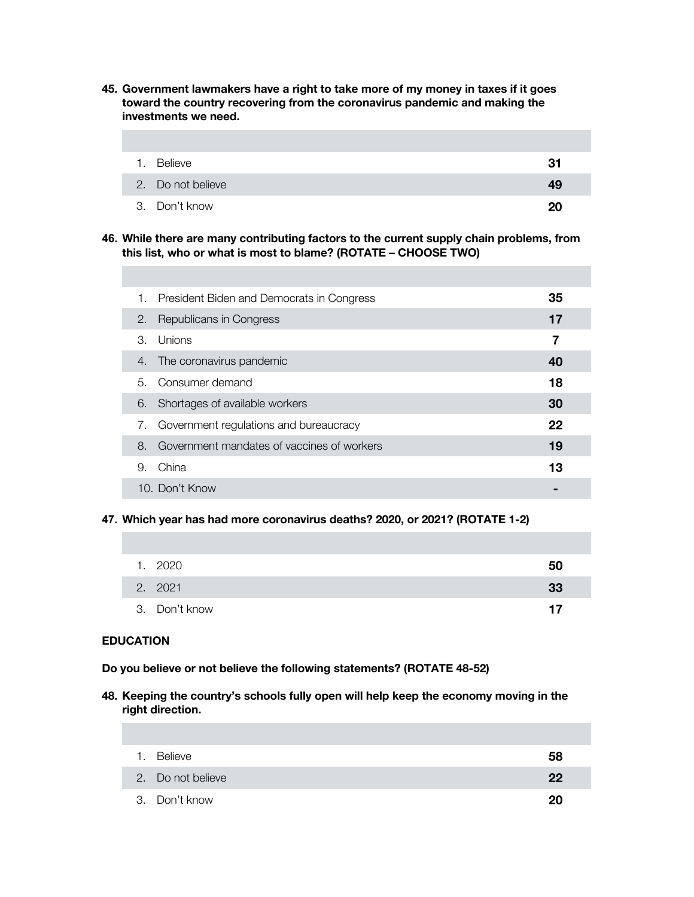**45. Government lawmakers have a right to take more of my money in taxes if it goes toward the country recovering from the coronavirus pandemic and making the investments we need.**

| | |
|---|---|
| 1. Believe | **31** |
| 2. Do not believe | **49** |
| 3. Don't know | **20** |

**46. While there are many contributing factors to the current supply chain problems, from this list, who or what is most to blame? (ROTATE – CHOOSE TWO)**

| | |
|---|---|
| 1. President Biden and Democrats in Congress | **35** |
| 2. Republicans in Congress | **17** |
| 3. Unions | **7** |
| 4. The coronavirus pandemic | **40** |
| 5. Consumer demand | **18** |
| 6. Shortages of available workers | **30** |
| 7. Government regulations and bureaucracy | **22** |
| 8. Government mandates of vaccines of workers | **19** |
| 9. China | **13** |
| 10. Don't Know | **-** |

**47. Which year has had more coronavirus deaths? 2020, or 2021? (ROTATE 1-2)**

| | |
|---|---|
| 1. 2020 | **50** |
| 2. 2021 | **33** |
| 3. Don't know | **17** |

**EDUCATION**

**Do you believe or not believe the following statements? (ROTATE 48-52)**

**48. Keeping the country's schools fully open will help keep the economy moving in the right direction.**

| | |
|---|---|
| 1. Believe | **58** |
| 2. Do not believe | **22** |
| 3. Don't know | **20** |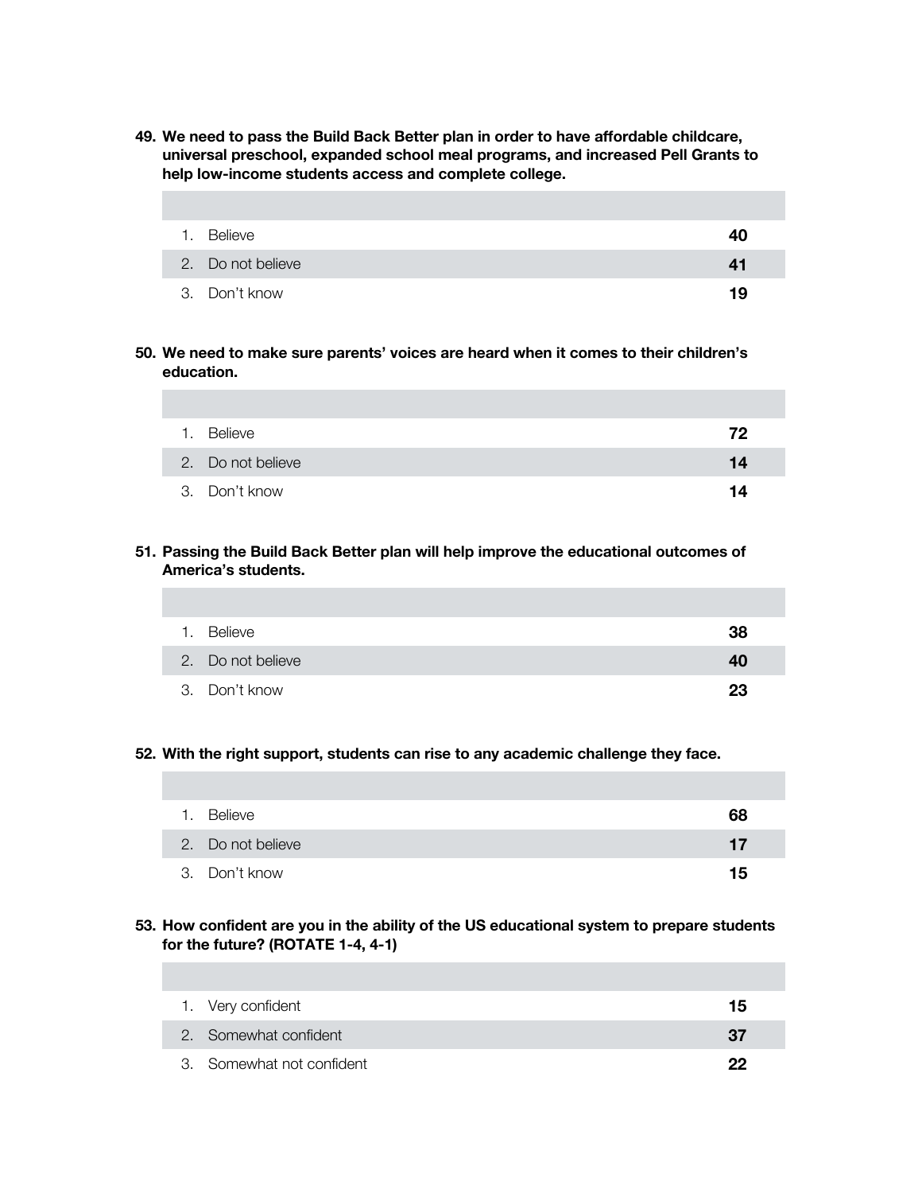**49. We need to pass the Build Back Better plan in order to have affordable childcare, universal preschool, expanded school meal programs, and increased Pell Grants to help low-income students access and complete college.**

| | |
|---|---|
| 1. Believe | **40** |
| 2. Do not believe | **41** |
| 3. Don't know | **19** |

**50. We need to make sure parents' voices are heard when it comes to their children's education.**

| | |
|---|---|
| 1. Believe | **72** |
| 2. Do not believe | **14** |
| 3. Don't know | **14** |

**51. Passing the Build Back Better plan will help improve the educational outcomes of America's students.**

| | |
|---|---|
| 1. Believe | **38** |
| 2. Do not believe | **40** |
| 3. Don't know | **23** |

**52. With the right support, students can rise to any academic challenge they face.**

| | |
|---|---|
| 1. Believe | **68** |
| 2. Do not believe | **17** |
| 3. Don't know | **15** |

**53. How confident are you in the ability of the US educational system to prepare students for the future? (ROTATE 1-4, 4-1)**

| | |
|---|---|
| 1. Very confident | **15** |
| 2. Somewhat confident | **37** |
| 3. Somewhat not confident | **22** |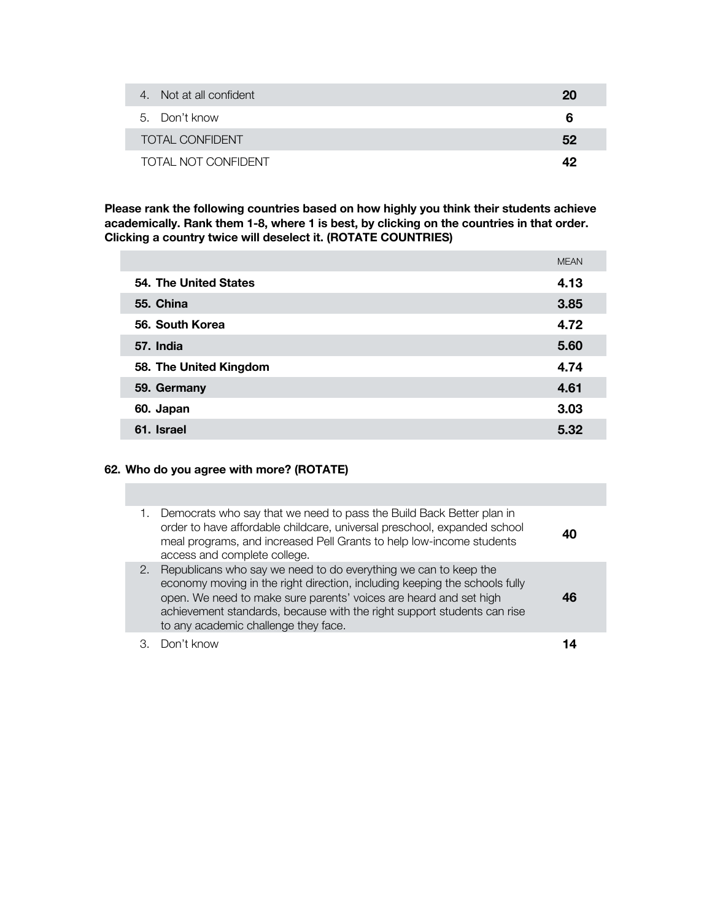| | |
|---|---|
| 4. Not at all confident | **20** |
| 5. Don't know | **6** |
| TOTAL CONFIDENT | **52** |
| TOTAL NOT CONFIDENT | **42** |

**Please rank the following countries based on how highly you think their students achieve academically. Rank them 1-8, where 1 is best, by clicking on the countries in that order. Clicking a country twice will deselect it. (ROTATE COUNTRIES)**

| | MEAN |
|---|---|
| **54. The United States** | **4.13** |
| **55. China** | **3.85** |
| **56. South Korea** | **4.72** |
| **57. India** | **5.60** |
| **58. The United Kingdom** | **4.74** |
| **59. Germany** | **4.61** |
| **60. Japan** | **3.03** |
| **61. Israel** | **5.32** |

**62. Who do you agree with more? (ROTATE)**

| | |
|---|---|
| 1. Democrats who say that we need to pass the Build Back Better plan in order to have affordable childcare, universal preschool, expanded school meal programs, and increased Pell Grants to help low-income students access and complete college. | **40** |
| 2. Republicans who say we need to do everything we can to keep the economy moving in the right direction, including keeping the schools fully open. We need to make sure parents' voices are heard and set high achievement standards, because with the right support students can rise to any academic challenge they face. | **46** |
| 3. Don't know | **14** |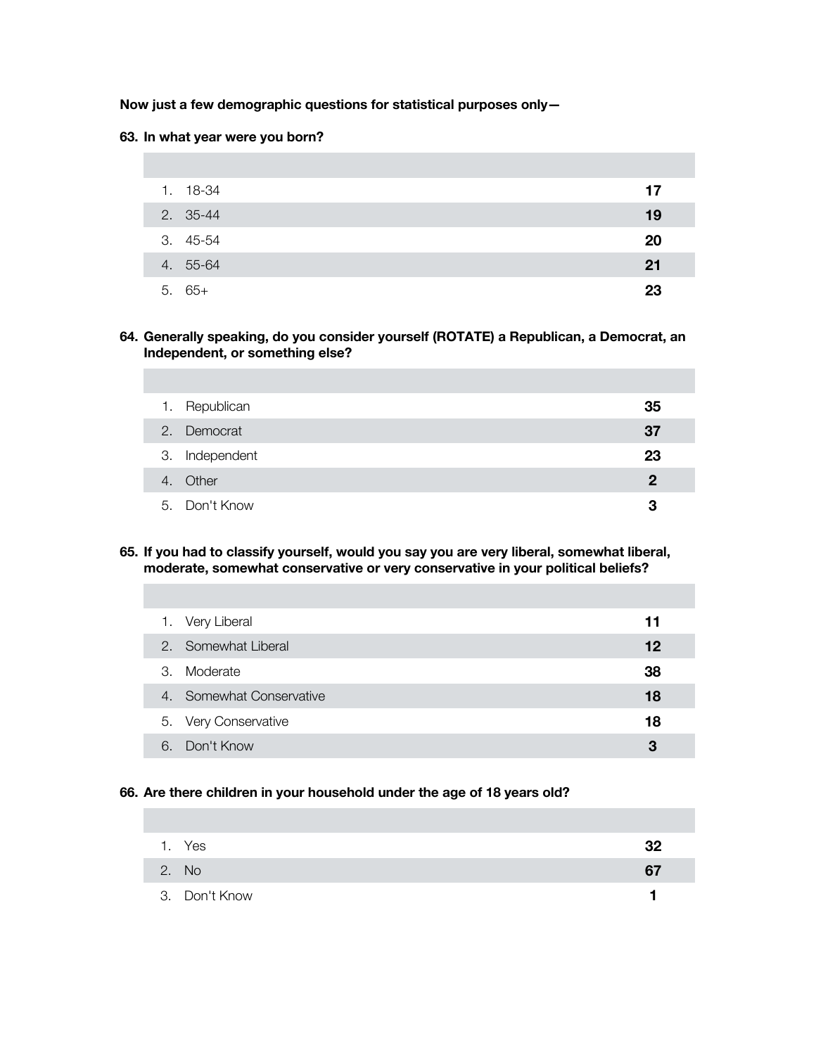**Now just a few demographic questions for statistical purposes only—**

**63. In what year were you born?**

| | |
|---|---|
| 1. 18-34 | **17** |
| 2. 35-44 | **19** |
| 3. 45-54 | **20** |
| 4. 55-64 | **21** |
| 5. 65+ | **23** |

**64. Generally speaking, do you consider yourself (ROTATE) a Republican, a Democrat, an Independent, or something else?**

| | |
|---|---|
| 1. Republican | **35** |
| 2. Democrat | **37** |
| 3. Independent | **23** |
| 4. Other | **2** |
| 5. Don't Know | **3** |

**65. If you had to classify yourself, would you say you are very liberal, somewhat liberal, moderate, somewhat conservative or very conservative in your political beliefs?**

| | |
|---|---|
| 1. Very Liberal | **11** |
| 2. Somewhat Liberal | **12** |
| 3. Moderate | **38** |
| 4. Somewhat Conservative | **18** |
| 5. Very Conservative | **18** |
| 6. Don't Know | **3** |

**66. Are there children in your household under the age of 18 years old?**

| | |
|---|---|
| 1. Yes | **32** |
| 2. No | **67** |
| 3. Don't Know | **1** |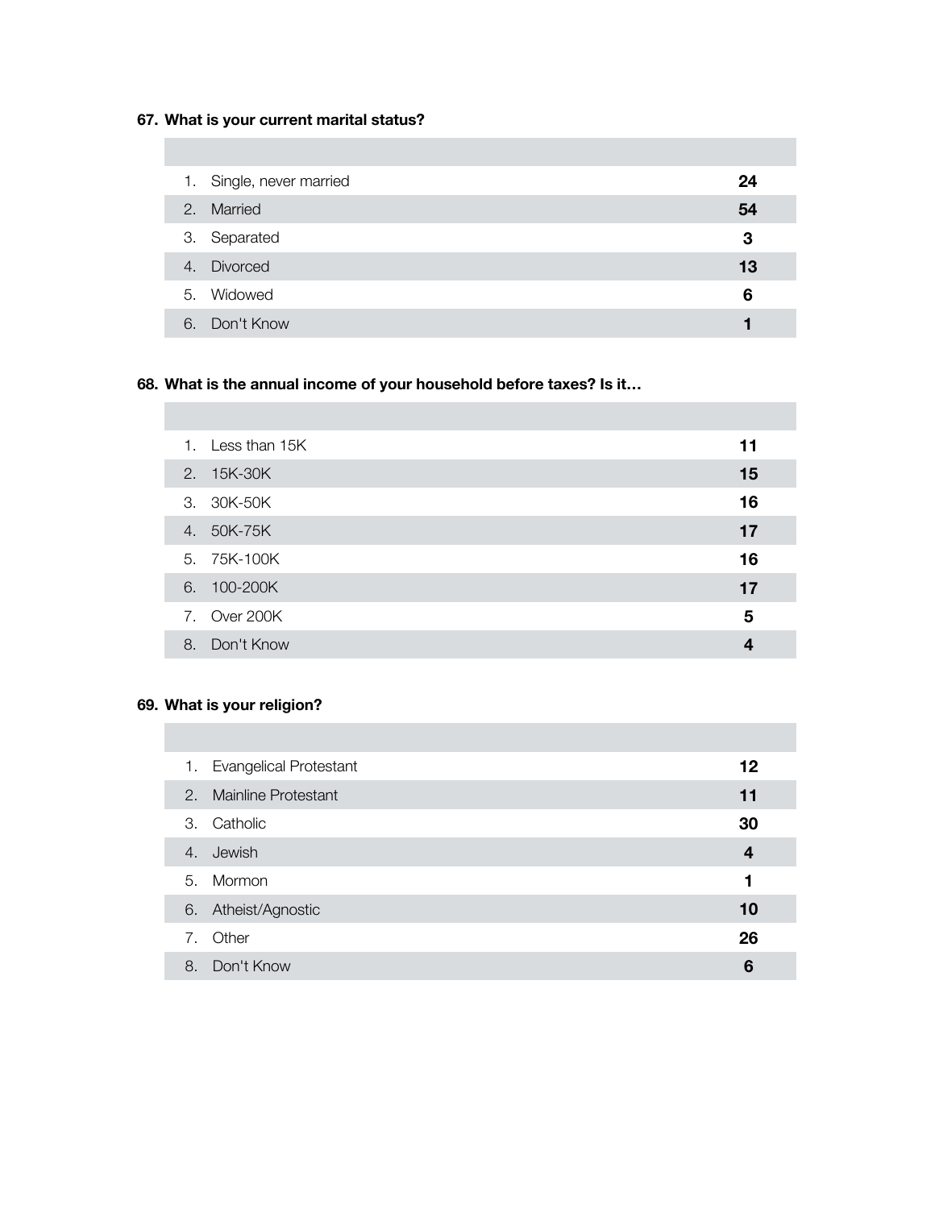**67. What is your current marital status?**

| | |
|---|---|
| 1. Single, never married | **24** |
| 2. Married | **54** |
| 3. Separated | **3** |
| 4. Divorced | **13** |
| 5. Widowed | **6** |
| 6. Don't Know | **1** |

**68. What is the annual income of your household before taxes? Is it…**

| | |
|---|---|
| 1. Less than 15K | **11** |
| 2. 15K-30K | **15** |
| 3. 30K-50K | **16** |
| 4. 50K-75K | **17** |
| 5. 75K-100K | **16** |
| 6. 100-200K | **17** |
| 7. Over 200K | **5** |
| 8. Don't Know | **4** |

**69. What is your religion?**

| | |
|---|---|
| 1. Evangelical Protestant | **12** |
| 2. Mainline Protestant | **11** |
| 3. Catholic | **30** |
| 4. Jewish | **4** |
| 5. Mormon | **1** |
| 6. Atheist/Agnostic | **10** |
| 7. Other | **26** |
| 8. Don't Know | **6** |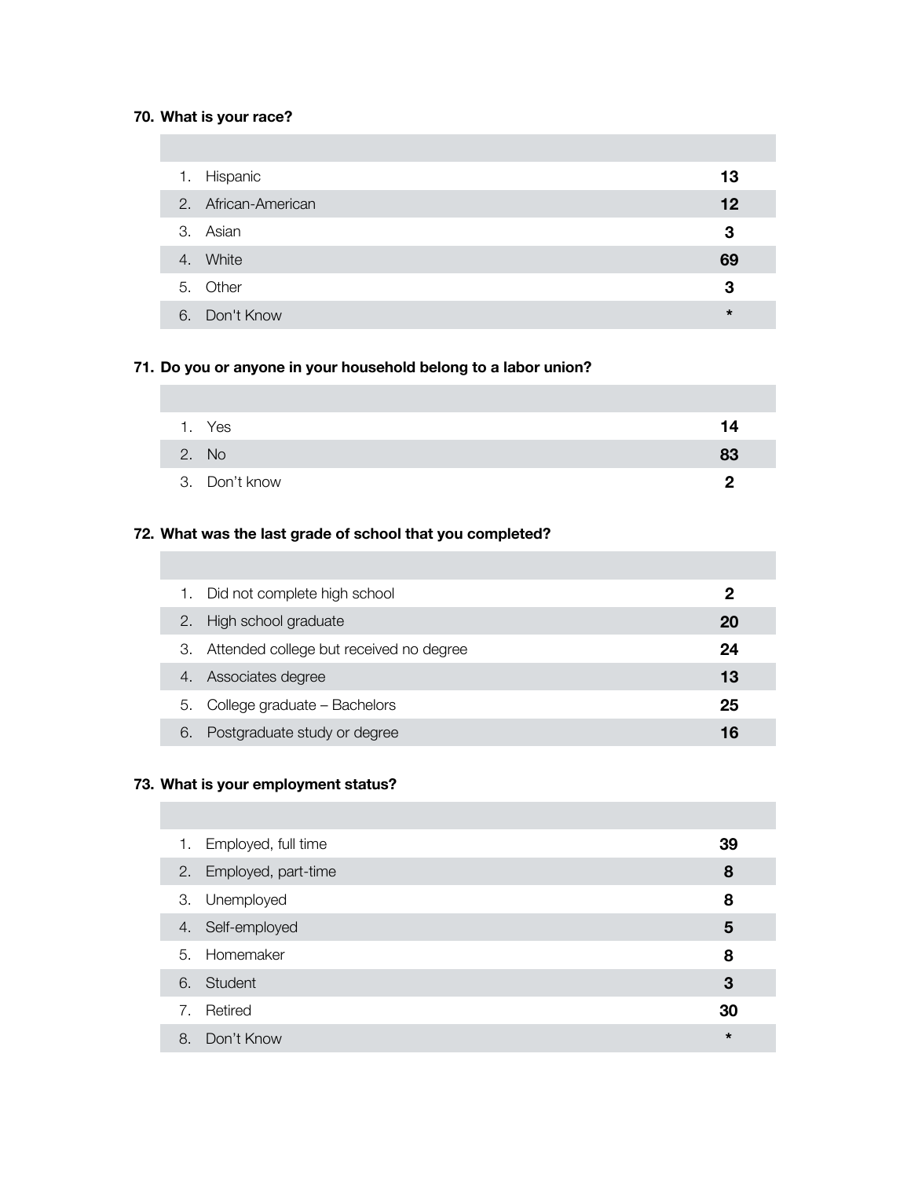**70. What is your race?**

| | |
|---|---|
| 1. Hispanic | **13** |
| 2. African-American | **12** |
| 3. Asian | **3** |
| 4. White | **69** |
| 5. Other | **3** |
| 6. Don't Know | * |

**71. Do you or anyone in your household belong to a labor union?**

| | |
|---|---|
| 1. Yes | **14** |
| 2. No | **83** |
| 3. Don't know | **2** |

**72. What was the last grade of school that you completed?**

| | |
|---|---|
| 1. Did not complete high school | **2** |
| 2. High school graduate | **20** |
| 3. Attended college but received no degree | **24** |
| 4. Associates degree | **13** |
| 5. College graduate – Bachelors | **25** |
| 6. Postgraduate study or degree | **16** |

**73. What is your employment status?**

| | |
|---|---|
| 1. Employed, full time | **39** |
| 2. Employed, part-time | **8** |
| 3. Unemployed | **8** |
| 4. Self-employed | **5** |
| 5. Homemaker | **8** |
| 6. Student | **3** |
| 7. Retired | **30** |
| 8. Don't Know | * |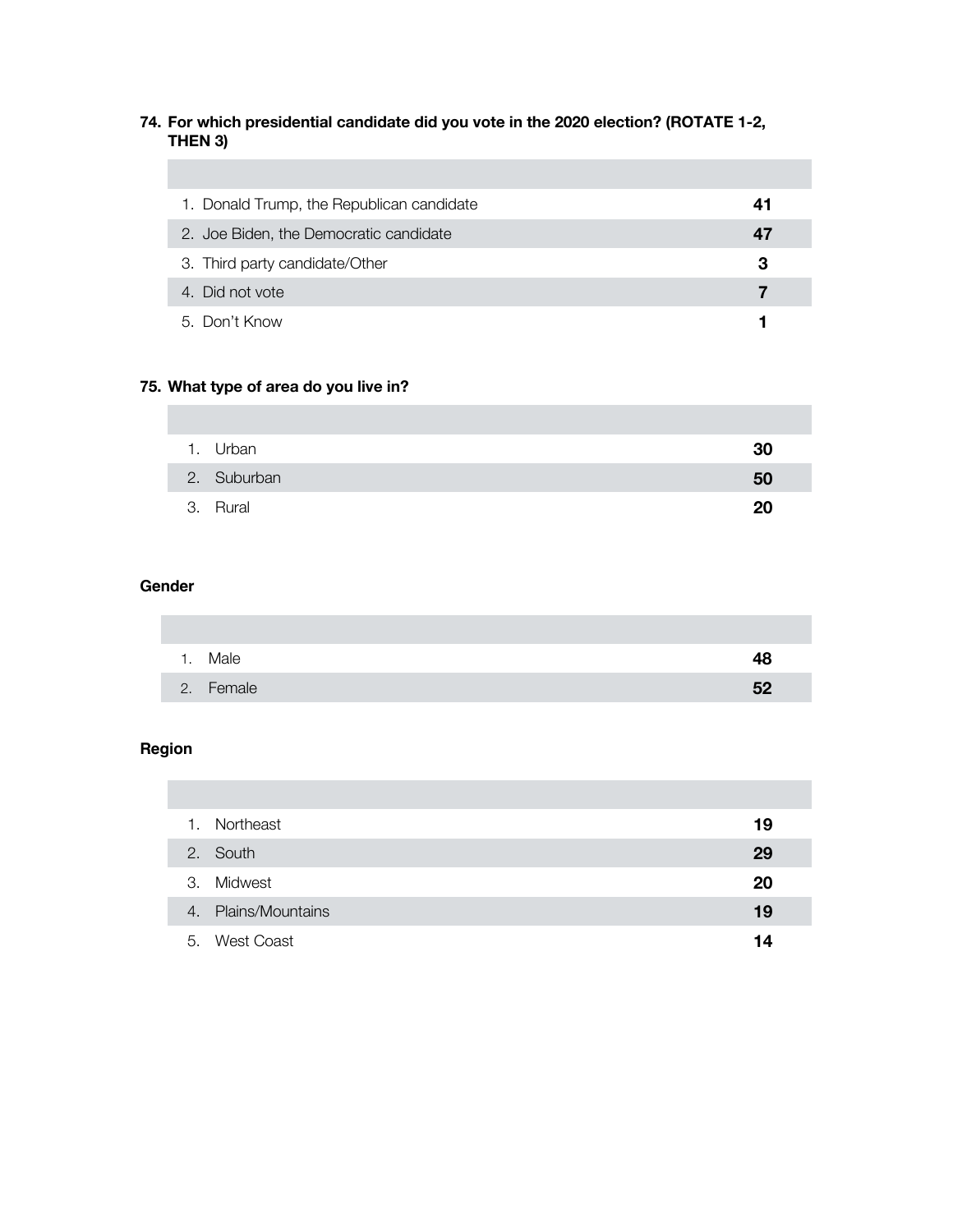**74. For which presidential candidate did you vote in the 2020 election? (ROTATE 1-2, THEN 3)**

| | |
|---|---|
| 1. Donald Trump, the Republican candidate | **41** |
| 2. Joe Biden, the Democratic candidate | **47** |
| 3. Third party candidate/Other | **3** |
| 4. Did not vote | **7** |
| 5. Don't Know | **1** |

**75. What type of area do you live in?**

| | |
|---|---|
| 1. Urban | **30** |
| 2. Suburban | **50** |
| 3. Rural | **20** |

**Gender**

| | |
|---|---|
| 1. Male | **48** |
| 2. Female | **52** |

**Region**

| | |
|---|---|
| 1. Northeast | **19** |
| 2. South | **29** |
| 3. Midwest | **20** |
| 4. Plains/Mountains | **19** |
| 5. West Coast | **14** |